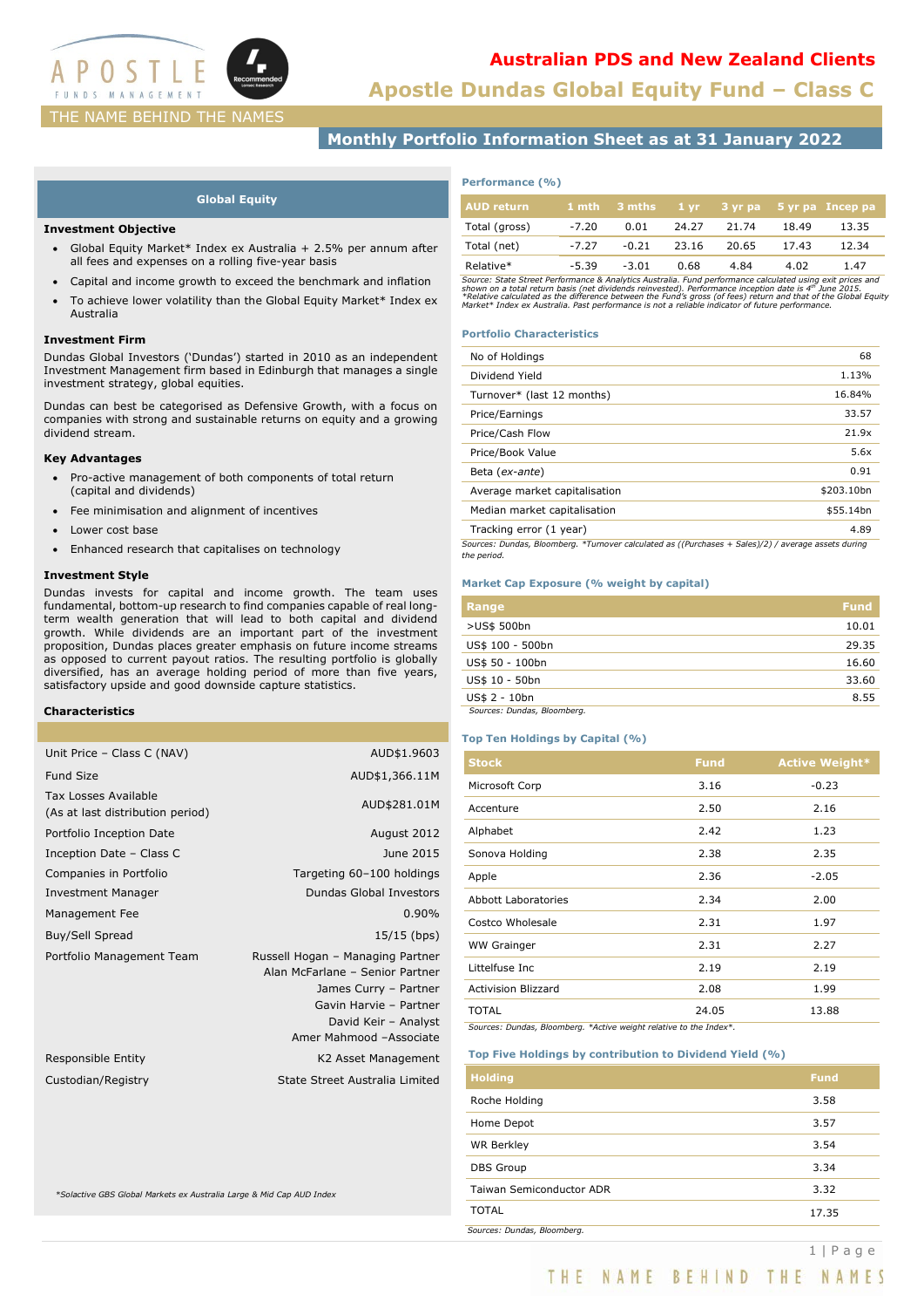# Australian PDS and New Zealand Clients

# Apostle Dundas Global Equity Fund – Class C

THE NAME BEHIND THE NAMES

## Monthly Portfolio Information Sheet as at 31 January 2022

### Global Equity

**Investment Objective**

- Global Equity Market* Index ex Australia + 2.5% per annum after all fees and expenses on a rolling five-year basis
- Capital and income growth to exceed the benchmark and inflation
- To achieve lower volatility than the Global Equity Market* Index ex Australia

**Investment Firm**

Dundas Global Investors ('Dundas') started in 2010 as an independent Investment Management firm based in Edinburgh that manages a single investment strategy, global equities.

Dundas can best be categorised as Defensive Growth, with a focus on companies with strong and sustainable returns on equity and a growing dividend stream.

**Key Advantages**

- Pro-active management of both components of total return (capital and dividends)
- Fee minimisation and alignment of incentives
- Lower cost base
- Enhanced research that capitalises on technology

**Investment Style**

Dundas invests for capital and income growth. The team uses fundamental, bottom-up research to find companies capable of real long-term wealth generation that will lead to both capital and dividend growth. While dividends are an important part of the investment proposition, Dundas places greater emphasis on future income streams as opposed to current payout ratios. The resulting portfolio is globally diversified, has an average holding period of more than five years, satisfactory upside and good downside capture statistics.

**Characteristics**

| | |
|---|---|
| Unit Price – Class C (NAV) | AUD$1.9603 |
| Fund Size | AUD$1,366.11M |
| Tax Losses Available (As at last distribution period) | AUD$281.01M |
| Portfolio Inception Date | August 2012 |
| Inception Date – Class C | June 2015 |
| Companies in Portfolio | Targeting 60–100 holdings |
| Investment Manager | Dundas Global Investors |
| Management Fee | 0.90% |
| Buy/Sell Spread | 15/15 (bps) |
| Portfolio Management Team | Russell Hogan – Managing Partner<br>Alan McFarlane – Senior Partner<br>James Curry – Partner<br>Gavin Harvie – Partner<br>David Keir – Analyst<br>Amer Mahmood –Associate |
| Responsible Entity | K2 Asset Management |
| Custodian/Registry | State Street Australia Limited |

*Solactive GBS Global Markets ex Australia Large & Mid Cap AUD Index

**Performance (%)**

| AUD return | 1 mth | 3 mths | 1 yr | 3 yr pa | 5 yr pa | Incep pa |
|---|---|---|---|---|---|---|
| Total (gross) | -7.20 | 0.01 | 24.27 | 21.74 | 18.49 | 13.35 |
| Total (net) | -7.27 | -0.21 | 23.16 | 20.65 | 17.43 | 12.34 |
| Relative* | -5.39 | -3.01 | 0.68 | 4.84 | 4.02 | 1.47 |

*Source: State Street Performance & Analytics Australia. Fund performance calculated using exit prices and shown on a total return basis (net dividends reinvested). Performance inception date is 4th June 2015. *Relative calculated as the difference between the Fund's gross (of fees) return and that of the Global Equity Market* Index ex Australia. Past performance is not a reliable indicator of future performance.*

**Portfolio Characteristics**

| | |
|---|---|
| No of Holdings | 68 |
| Dividend Yield | 1.13% |
| Turnover* (last 12 months) | 16.84% |
| Price/Earnings | 33.57 |
| Price/Cash Flow | 21.9x |
| Price/Book Value | 5.6x |
| Beta (*ex-ante*) | 0.91 |
| Average market capitalisation | $203.10bn |
| Median market capitalisation | $55.14bn |
| Tracking error (1 year) | 4.89 |

*Sources: Dundas, Bloomberg. *Turnover calculated as ((Purchases + Sales)/2) / average assets during the period.*

**Market Cap Exposure (% weight by capital)**

| Range | Fund |
|---|---|
| >US$ 500bn | 10.01 |
| US$ 100 - 500bn | 29.35 |
| US$ 50 - 100bn | 16.60 |
| US$ 10 - 50bn | 33.60 |
| US$ 2 - 10bn | 8.55 |

*Sources: Dundas, Bloomberg.*

**Top Ten Holdings by Capital (%)**

| Stock | Fund | Active Weight* |
|---|---|---|
| Microsoft Corp | 3.16 | -0.23 |
| Accenture | 2.50 | 2.16 |
| Alphabet | 2.42 | 1.23 |
| Sonova Holding | 2.38 | 2.35 |
| Apple | 2.36 | -2.05 |
| Abbott Laboratories | 2.34 | 2.00 |
| Costco Wholesale | 2.31 | 1.97 |
| WW Grainger | 2.31 | 2.27 |
| Littelfuse Inc | 2.19 | 2.19 |
| Activision Blizzard | 2.08 | 1.99 |
| TOTAL | 24.05 | 13.88 |

*Sources: Dundas, Bloomberg. *Active weight relative to the Index*.*

**Top Five Holdings by contribution to Dividend Yield (%)**

| Holding | Fund |
|---|---|
| Roche Holding | 3.58 |
| Home Depot | 3.57 |
| WR Berkley | 3.54 |
| DBS Group | 3.34 |
| Taiwan Semiconductor ADR | 3.32 |
| TOTAL | 17.35 |

*Sources: Dundas, Bloomberg.*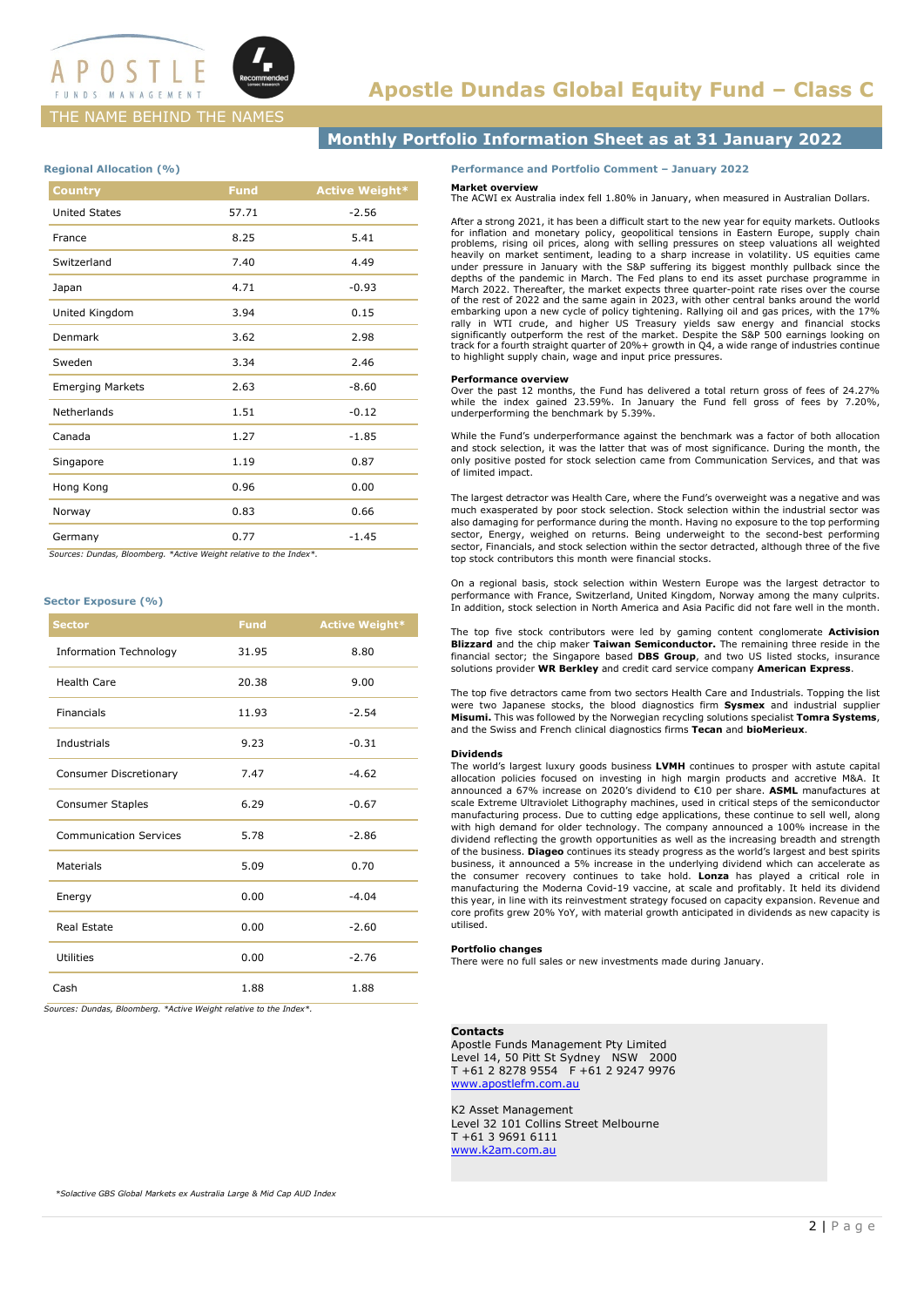# Apostle Dundas Global Equity Fund – Class C

THE NAME BEHIND THE NAMES

## Monthly Portfolio Information Sheet as at 31 January 2022

### Regional Allocation (%)

| Country | Fund | Active Weight* |
|---|---|---|
| United States | 57.71 | -2.56 |
| France | 8.25 | 5.41 |
| Switzerland | 7.40 | 4.49 |
| Japan | 4.71 | -0.93 |
| United Kingdom | 3.94 | 0.15 |
| Denmark | 3.62 | 2.98 |
| Sweden | 3.34 | 2.46 |
| Emerging Markets | 2.63 | -8.60 |
| Netherlands | 1.51 | -0.12 |
| Canada | 1.27 | -1.85 |
| Singapore | 1.19 | 0.87 |
| Hong Kong | 0.96 | 0.00 |
| Norway | 0.83 | 0.66 |
| Germany | 0.77 | -1.45 |

*Sources: Dundas, Bloomberg. *Active Weight relative to the Index*.*

### Sector Exposure (%)

| Sector | Fund | Active Weight* |
|---|---|---|
| Information Technology | 31.95 | 8.80 |
| Health Care | 20.38 | 9.00 |
| Financials | 11.93 | -2.54 |
| Industrials | 9.23 | -0.31 |
| Consumer Discretionary | 7.47 | -4.62 |
| Consumer Staples | 6.29 | -0.67 |
| Communication Services | 5.78 | -2.86 |
| Materials | 5.09 | 0.70 |
| Energy | 0.00 | -4.04 |
| Real Estate | 0.00 | -2.60 |
| Utilities | 0.00 | -2.76 |
| Cash | 1.88 | 1.88 |

*Sources: Dundas, Bloomberg. *Active Weight relative to the Index*.*

### Performance and Portfolio Comment – January 2022

**Market overview**

The ACWI ex Australia index fell 1.80% in January, when measured in Australian Dollars.

After a strong 2021, it has been a difficult start to the new year for equity markets. Outlooks for inflation and monetary policy, geopolitical tensions in Eastern Europe, supply chain problems, rising oil prices, along with selling pressures on steep valuations all weighted heavily on market sentiment, leading to a sharp increase in volatility. US equities came under pressure in January with the S&P suffering its biggest monthly pullback since the depths of the pandemic in March. The Fed plans to end its asset purchase programme in March 2022. Thereafter, the market expects three quarter-point rate rises over the course of the rest of 2022 and the same again in 2023, with other central banks around the world embarking upon a new cycle of policy tightening. Rallying oil and gas prices, with the 17% rally in WTI crude, and higher US Treasury yields saw energy and financial stocks significantly outperform the rest of the market. Despite the S&P 500 earnings looking on track for a fourth straight quarter of 20%+ growth in Q4, a wide range of industries continue to highlight supply chain, wage and input price pressures.

**Performance overview**

Over the past 12 months, the Fund has delivered a total return gross of fees of 24.27% while the index gained 23.59%. In January the Fund fell gross of fees by 7.20%, underperforming the benchmark by 5.39%.

While the Fund's underperformance against the benchmark was a factor of both allocation and stock selection, it was the latter that was of most significance. During the month, the only positive posted for stock selection came from Communication Services, and that was of limited impact.

The largest detractor was Health Care, where the Fund's overweight was a negative and was much exasperated by poor stock selection. Stock selection within the industrial sector was also damaging for performance during the month. Having no exposure to the top performing sector, Energy, weighed on returns. Being underweight to the second-best performing sector, Financials, and stock selection within the sector detracted, although three of the five top stock contributors this month were financial stocks.

On a regional basis, stock selection within Western Europe was the largest detractor to performance with France, Switzerland, United Kingdom, Norway among the many culprits. In addition, stock selection in North America and Asia Pacific did not fare well in the month.

The top five stock contributors were led by gaming content conglomerate **Activision Blizzard** and the chip maker **Taiwan Semiconductor.** The remaining three reside in the financial sector; the Singapore based **DBS Group**, and two US listed stocks, insurance solutions provider **WR Berkley** and credit card service company **American Express**.

The top five detractors came from two sectors Health Care and Industrials. Topping the list were two Japanese stocks, the blood diagnostics firm **Sysmex** and industrial supplier **Misumi.** This was followed by the Norwegian recycling solutions specialist **Tomra Systems**, and the Swiss and French clinical diagnostics firms **Tecan** and **bioMerieux**.

**Dividends**

The world's largest luxury goods business **LVMH** continues to prosper with astute capital allocation policies focused on investing in high margin products and accretive M&A. It announced a 67% increase on 2020's dividend to €10 per share. **ASML** manufactures at scale Extreme Ultraviolet Lithography machines, used in critical steps of the semiconductor manufacturing process. Due to cutting edge applications, these continue to sell well, along with high demand for older technology. The company announced a 100% increase in the dividend reflecting the growth opportunities as well as the increasing breadth and strength of the business. **Diageo** continues its steady progress as the world's largest and best spirits business, it announced a 5% increase in the underlying dividend which can accelerate as the consumer recovery continues to take hold. **Lonza** has played a critical role in manufacturing the Moderna Covid-19 vaccine, at scale and profitably. It held its dividend this year, in line with its reinvestment strategy focused on capacity expansion. Revenue and core profits grew 20% YoY, with material growth anticipated in dividends as new capacity is utilised.

**Portfolio changes**

There were no full sales or new investments made during January.

**Contacts**

Apostle Funds Management Pty Limited
Level 14, 50 Pitt St Sydney NSW 2000
T +61 2 8278 9554 F +61 2 9247 9976
www.apostlefm.com.au

K2 Asset Management
Level 32 101 Collins Street Melbourne
T +61 3 9691 6111
www.k2am.com.au

*Solactive GBS Global Markets ex Australia Large & Mid Cap AUD Index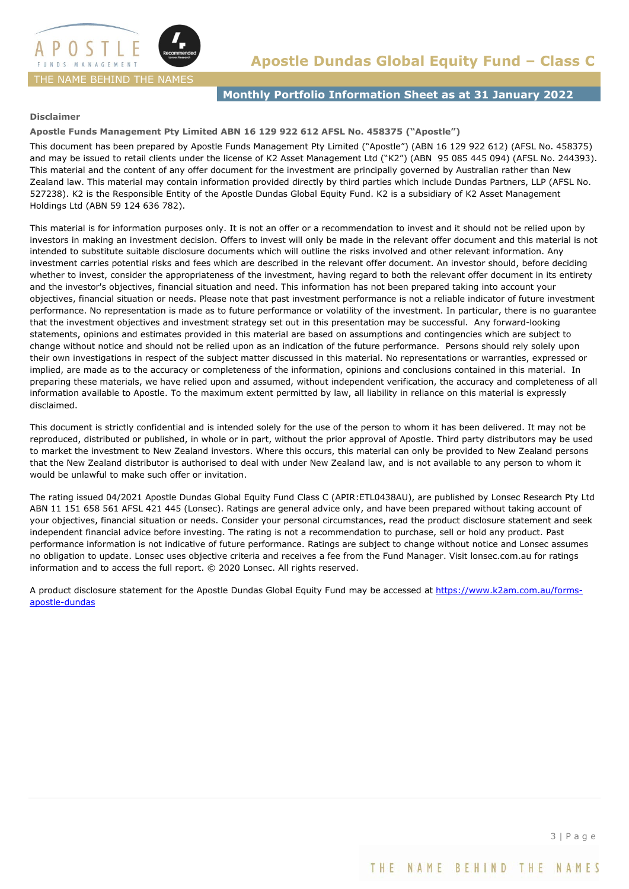**Disclaimer**

**Apostle Funds Management Pty Limited ABN 16 129 922 612 AFSL No. 458375 ("Apostle")**

This document has been prepared by Apostle Funds Management Pty Limited ("Apostle") (ABN 16 129 922 612) (AFSL No. 458375) and may be issued to retail clients under the license of K2 Asset Management Ltd ("K2") (ABN 95 085 445 094) (AFSL No. 244393). This material and the content of any offer document for the investment are principally governed by Australian rather than New Zealand law. This material may contain information provided directly by third parties which include Dundas Partners, LLP (AFSL No. 527238). K2 is the Responsible Entity of the Apostle Dundas Global Equity Fund. K2 is a subsidiary of K2 Asset Management Holdings Ltd (ABN 59 124 636 782).

This material is for information purposes only. It is not an offer or a recommendation to invest and it should not be relied upon by investors in making an investment decision. Offers to invest will only be made in the relevant offer document and this material is not intended to substitute suitable disclosure documents which will outline the risks involved and other relevant information. Any investment carries potential risks and fees which are described in the relevant offer document. An investor should, before deciding whether to invest, consider the appropriateness of the investment, having regard to both the relevant offer document in its entirety and the investor's objectives, financial situation and need. This information has not been prepared taking into account your objectives, financial situation or needs. Please note that past investment performance is not a reliable indicator of future investment performance. No representation is made as to future performance or volatility of the investment. In particular, there is no guarantee that the investment objectives and investment strategy set out in this presentation may be successful. Any forward-looking statements, opinions and estimates provided in this material are based on assumptions and contingencies which are subject to change without notice and should not be relied upon as an indication of the future performance. Persons should rely solely upon their own investigations in respect of the subject matter discussed in this material. No representations or warranties, expressed or implied, are made as to the accuracy or completeness of the information, opinions and conclusions contained in this material. In preparing these materials, we have relied upon and assumed, without independent verification, the accuracy and completeness of all information available to Apostle. To the maximum extent permitted by law, all liability in reliance on this material is expressly disclaimed.

This document is strictly confidential and is intended solely for the use of the person to whom it has been delivered. It may not be reproduced, distributed or published, in whole or in part, without the prior approval of Apostle. Third party distributors may be used to market the investment to New Zealand investors. Where this occurs, this material can only be provided to New Zealand persons that the New Zealand distributor is authorised to deal with under New Zealand law, and is not available to any person to whom it would be unlawful to make such offer or invitation.

The rating issued 04/2021 Apostle Dundas Global Equity Fund Class C (APIR:ETL0438AU), are published by Lonsec Research Pty Ltd ABN 11 151 658 561 AFSL 421 445 (Lonsec). Ratings are general advice only, and have been prepared without taking account of your objectives, financial situation or needs. Consider your personal circumstances, read the product disclosure statement and seek independent financial advice before investing. The rating is not a recommendation to purchase, sell or hold any product. Past performance information is not indicative of future performance. Ratings are subject to change without notice and Lonsec assumes no obligation to update. Lonsec uses objective criteria and receives a fee from the Fund Manager. Visit lonsec.com.au for ratings information and to access the full report. © 2020 Lonsec. All rights reserved.

A product disclosure statement for the Apostle Dundas Global Equity Fund may be accessed at [https://www.k2am.com.au/forms-apostle-dundas](https://www.k2am.com.au/forms-apostle-dundas)